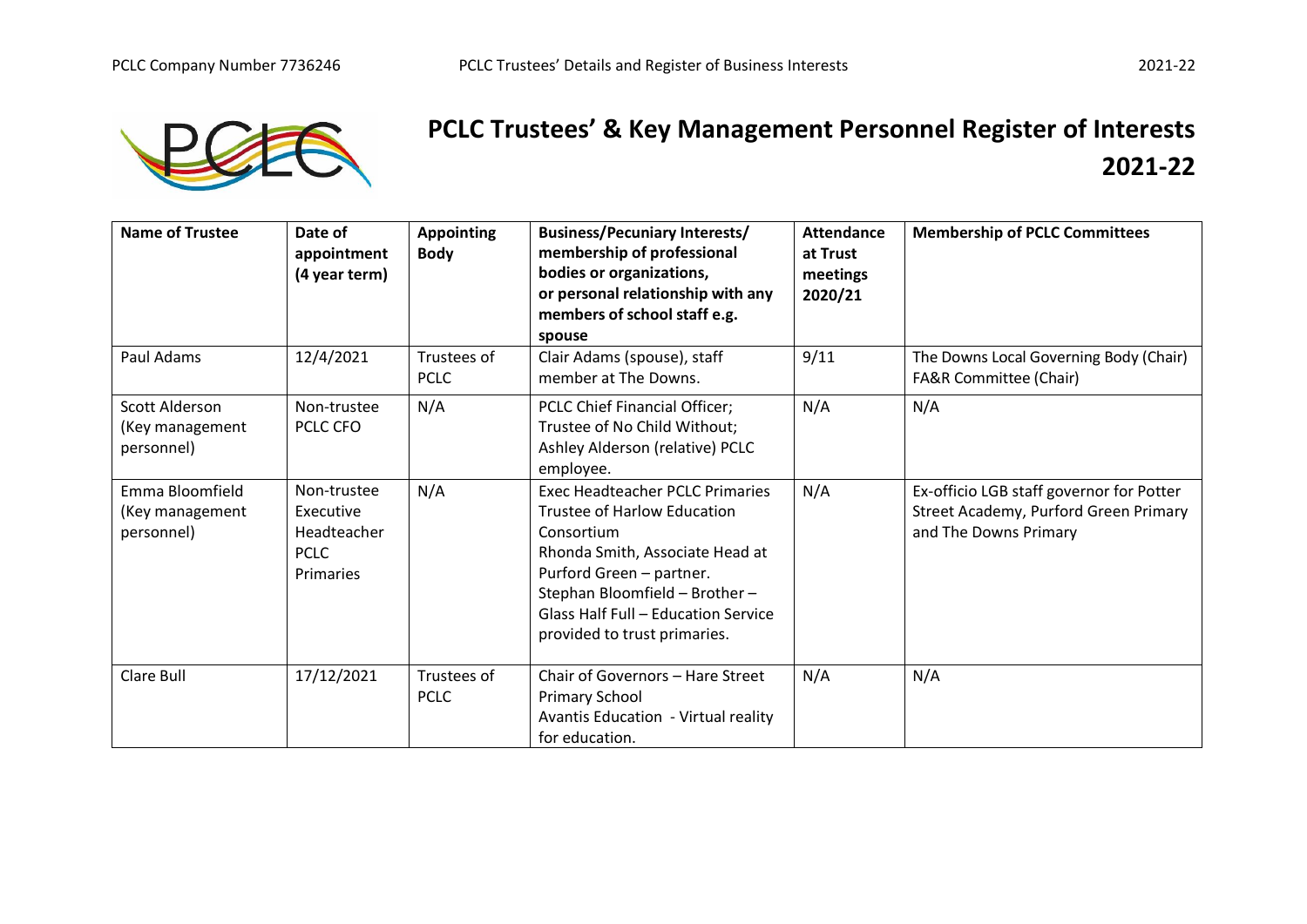# PCLC Trustees' & Key Management Personnel Register of Interests 2021-22

| Name of Trustee | Date of appointment (4 year term) | Appointing Body | Business/Pecuniary Interests/ membership of professional bodies or organizations, or personal relationship with any members of school staff e.g. spouse | Attendance at Trust meetings 2020/21 | Membership of PCLC Committees |
|---|---|---|---|---|---|
| Paul Adams | 12/4/2021 | Trustees of PCLC | Clair Adams (spouse), staff member at The Downs. | 9/11 | The Downs Local Governing Body (Chair)<br>FA&R Committee (Chair) |
| Scott Alderson (Key management personnel) | Non-trustee PCLC CFO | N/A | PCLC Chief Financial Officer;<br>Trustee of No Child Without;<br>Ashley Alderson (relative) PCLC employee. | N/A | N/A |
| Emma Bloomfield (Key management personnel) | Non-trustee Executive Headteacher PCLC Primaries | N/A | Exec Headteacher PCLC Primaries<br>Trustee of Harlow Education Consortium<br>Rhonda Smith, Associate Head at Purford Green – partner.<br>Stephan Bloomfield – Brother – Glass Half Full – Education Service provided to trust primaries. | N/A | Ex-officio LGB staff governor for Potter Street Academy, Purford Green Primary and The Downs Primary |
| Clare Bull | 17/12/2021 | Trustees of PCLC | Chair of Governors – Hare Street Primary School<br>Avantis Education - Virtual reality for education. | N/A | N/A |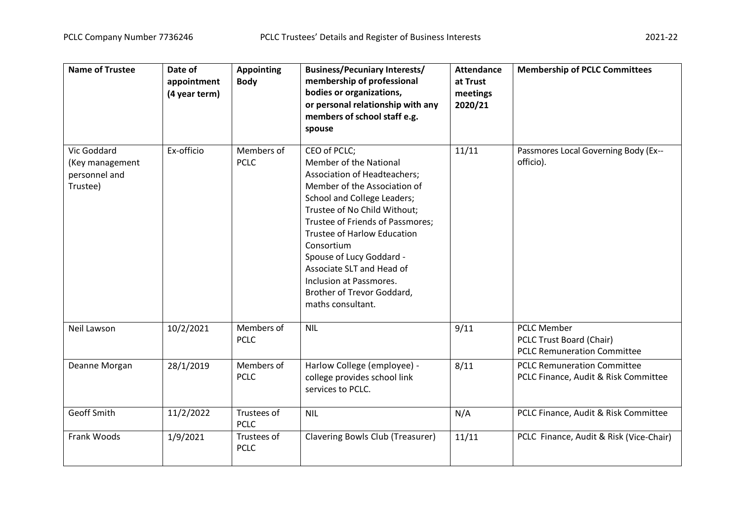| Name of Trustee | Date of appointment (4 year term) | Appointing Body | Business/Pecuniary Interests/ membership of professional bodies or organizations, or personal relationship with any members of school staff e.g. spouse | Attendance at Trust meetings 2020/21 | Membership of PCLC Committees |
|---|---|---|---|---|---|
| Vic Goddard (Key management personnel and Trustee) | Ex-officio | Members of PCLC | CEO of PCLC; Member of the National Association of Headteachers; Member of the Association of School and College Leaders; Trustee of No Child Without; Trustee of Friends of Passmores; Trustee of Harlow Education Consortium Spouse of Lucy Goddard - Associate SLT and Head of Inclusion at Passmores. Brother of Trevor Goddard, maths consultant. | 11/11 | Passmores Local Governing Body (Ex--officio). |
| Neil Lawson | 10/2/2021 | Members of PCLC | NIL | 9/11 | PCLC Member PCLC Trust Board (Chair) PCLC Remuneration Committee |
| Deanne Morgan | 28/1/2019 | Members of PCLC | Harlow College (employee) - college provides school link services to PCLC. | 8/11 | PCLC Remuneration Committee PCLC Finance, Audit & Risk Committee |
| Geoff Smith | 11/2/2022 | Trustees of PCLC | NIL | N/A | PCLC Finance, Audit & Risk Committee |
| Frank Woods | 1/9/2021 | Trustees of PCLC | Clavering Bowls Club (Treasurer) | 11/11 | PCLC Finance, Audit & Risk (Vice-Chair) |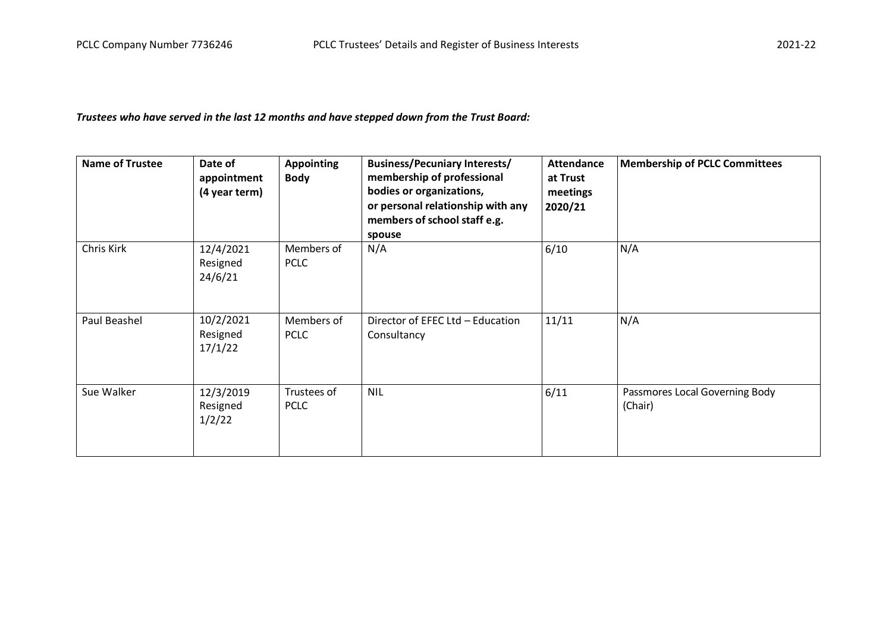***Trustees who have served in the last 12 months and have stepped down from the Trust Board:***

| Name of Trustee | Date of appointment (4 year term) | Appointing Body | Business/Pecuniary Interests/ membership of professional bodies or organizations, or personal relationship with any members of school staff e.g. spouse | Attendance at Trust meetings 2020/21 | Membership of PCLC Committees |
|---|---|---|---|---|---|
| Chris Kirk | 12/4/2021 Resigned 24/6/21 | Members of PCLC | N/A | 6/10 | N/A |
| Paul Beashel | 10/2/2021 Resigned 17/1/22 | Members of PCLC | Director of EFEC Ltd – Education Consultancy | 11/11 | N/A |
| Sue Walker | 12/3/2019 Resigned 1/2/22 | Trustees of PCLC | NIL | 6/11 | Passmores Local Governing Body (Chair) |